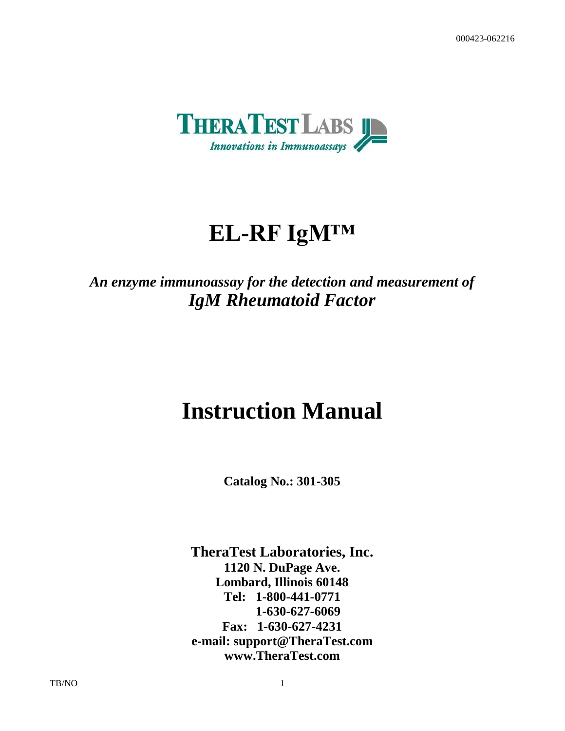000423-062216

**THERATEST LABS**

*Innovations in Immunoassays*

# EL-RF IgM™

***An enzyme immunoassay for the detection and measurement of***
***IgM Rheumatoid Factor***

# Instruction Manual

**Catalog No.: 301-305**

**TheraTest Laboratories, Inc.**
**1120 N. DuPage Ave.**
**Lombard, Illinois 60148**
**Tel: 1-800-441-0771**
**1-630-627-6069**
**Fax: 1-630-627-4231**
**e-mail: support@TheraTest.com**
**www.TheraTest.com**

TB/NO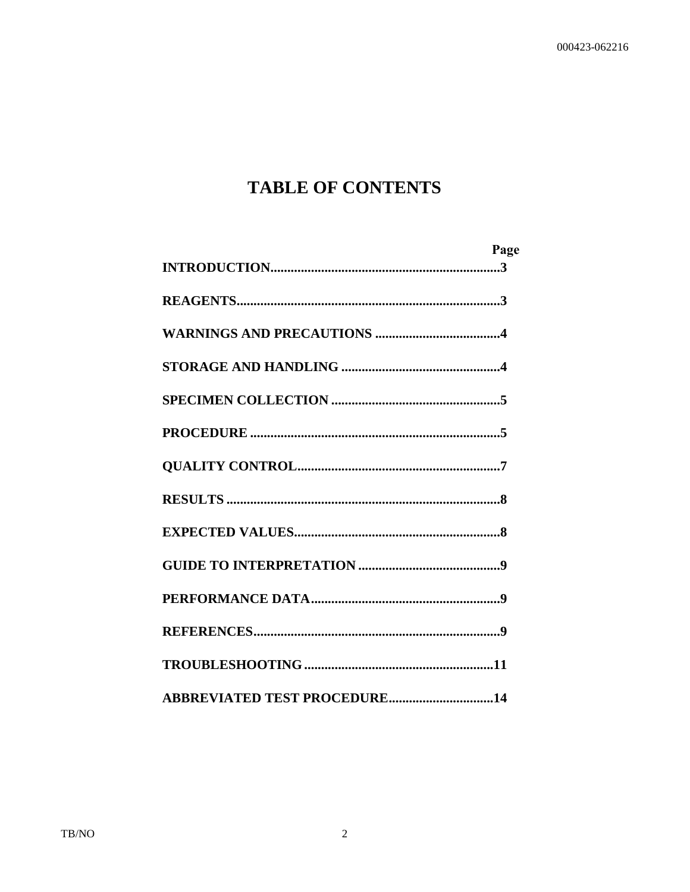# TABLE OF CONTENTS

| | Page |
|---|---|
| **INTRODUCTION** | **3** |
| **REAGENTS** | **3** |
| **WARNINGS AND PRECAUTIONS** | **4** |
| **STORAGE AND HANDLING** | **4** |
| **SPECIMEN COLLECTION** | **5** |
| **PROCEDURE** | **5** |
| **QUALITY CONTROL** | **7** |
| **RESULTS** | **8** |
| **EXPECTED VALUES** | **8** |
| **GUIDE TO INTERPRETATION** | **9** |
| **PERFORMANCE DATA** | **9** |
| **REFERENCES** | **9** |
| **TROUBLESHOOTING** | **11** |
| **ABBREVIATED TEST PROCEDURE** | **14** |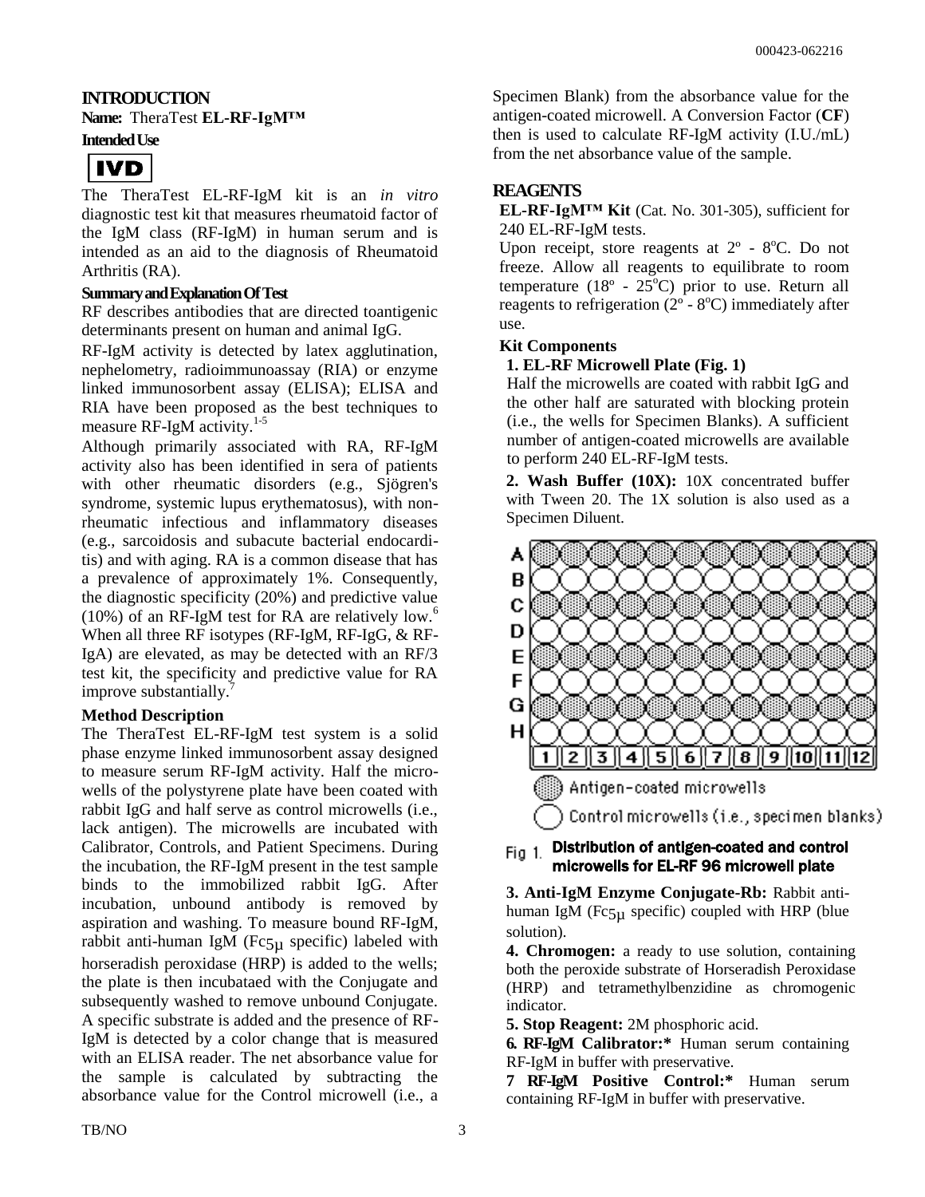## INTRODUCTION

**Name:** TheraTest **EL-RF-IgM™**

### Intended Use

**IVD**

The TheraTest EL-RF-IgM kit is an *in vitro* diagnostic test kit that measures rheumatoid factor of the IgM class (RF-IgM) in human serum and is intended as an aid to the diagnosis of Rheumatoid Arthritis (RA).

### Summary and Explanation Of Test

RF describes antibodies that are directed toantigenic determinants present on human and animal IgG.

RF-IgM activity is detected by latex agglutination, nephelometry, radioimmunoassay (RIA) or enzyme linked immunosorbent assay (ELISA); ELISA and RIA have been proposed as the best techniques to measure RF-IgM activity.[1-5]

Although primarily associated with RA, RF-IgM activity also has been identified in sera of patients with other rheumatic disorders (e.g., Sjögren's syndrome, systemic lupus erythematosus), with non-rheumatic infectious and inflammatory diseases (e.g., sarcoidosis and subacute bacterial endocarditis) and with aging. RA is a common disease that has a prevalence of approximately 1%. Consequently, the diagnostic specificity (20%) and predictive value (10%) of an RF-IgM test for RA are relatively low.[6] When all three RF isotypes (RF-IgM, RF-IgG, & RF-IgA) are elevated, as may be detected with an RF/3 test kit, the specificity and predictive value for RA improve substantially.[7]

### Method Description

The TheraTest EL-RF-IgM test system is a solid phase enzyme linked immunosorbent assay designed to measure serum RF-IgM activity. Half the microwells of the polystyrene plate have been coated with rabbit IgG and half serve as control microwells (i.e., lack antigen). The microwells are incubated with Calibrator, Controls, and Patient Specimens. During the incubation, the RF-IgM present in the test sample binds to the immobilized rabbit IgG. After incubation, unbound antibody is removed by aspiration and washing. To measure bound RF-IgM, rabbit anti-human IgM ($Fc_{5\mu}$ specific) labeled with horseradish peroxidase (HRP) is added to the wells; the plate is then incubataed with the Conjugate and subsequently washed to remove unbound Conjugate. A specific substrate is added and the presence of RF-IgM is detected by a color change that is measured with an ELISA reader. The net absorbance value for the sample is calculated by subtracting the absorbance value for the Control microwell (i.e., a Specimen Blank) from the absorbance value for the antigen-coated microwell. A Conversion Factor (**CF**) then is used to calculate RF-IgM activity (I.U./mL) from the net absorbance value of the sample.

## REAGENTS

**EL-RF-IgM™ Kit** (Cat. No. 301-305), sufficient for 240 EL-RF-IgM tests.

Upon receipt, store reagents at 2º - 8ºC. Do not freeze. Allow all reagents to equilibrate to room temperature (18º - 25ºC) prior to use. Return all reagents to refrigeration (2º - 8ºC) immediately after use.

### Kit Components

**1. EL-RF Microwell Plate (Fig. 1)**

Half the microwells are coated with rabbit IgG and the other half are saturated with blocking protein (i.e., the wells for Specimen Blanks). A sufficient number of antigen-coated microwells are available to perform 240 EL-RF-IgM tests.

**2. Wash Buffer (10X):** 10X concentrated buffer with Tween 20. The 1X solution is also used as a Specimen Diluent.

A
B
C
D
E
F
G
H
1 2 3 4 5 6 7 8 9 10 11 12

Antigen-coated microwells

Control microwells (i.e., specimen blanks)

Fig 1. **Distribution of antigen-coated and control microwells for EL-RF 96 microwell plate**

**3. Anti-IgM Enzyme Conjugate-Rb:** Rabbit anti-human IgM ($Fc_{5\mu}$ specific) coupled with HRP (blue solution).

**4. Chromogen:** a ready to use solution, containing both the peroxide substrate of Horseradish Peroxidase (HRP) and tetramethylbenzidine as chromogenic indicator.

**5. Stop Reagent:** 2M phosphoric acid.

**6. RF-IgM Calibrator:*** Human serum containing RF-IgM in buffer with preservative.

**7 RF-IgM Positive Control:*** Human serum containing RF-IgM in buffer with preservative.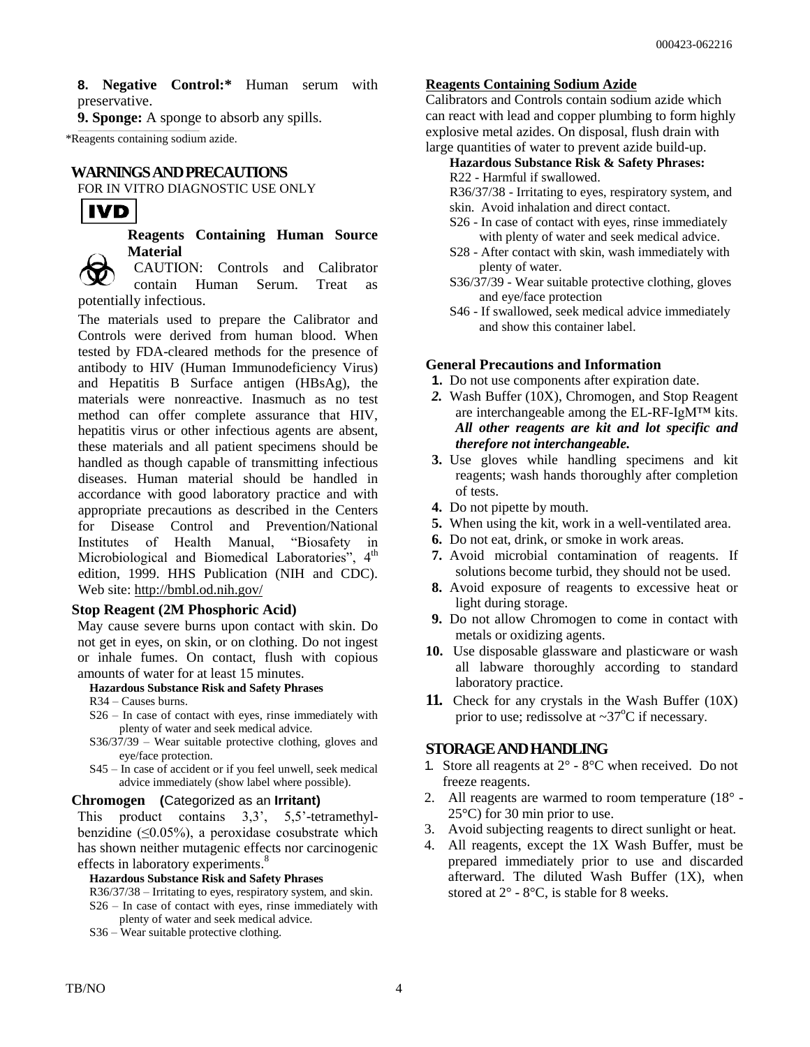**8. Negative Control:*** Human serum with preservative.

**9. Sponge:** A sponge to absorb any spills.

*Reagents containing sodium azide.

## WARNINGS AND PRECAUTIONS

FOR IN VITRO DIAGNOSTIC USE ONLY

IVD

### Reagents Containing Human Source Material

CAUTION: Controls and Calibrator contain Human Serum. Treat as potentially infectious.

The materials used to prepare the Calibrator and Controls were derived from human blood. When tested by FDA-cleared methods for the presence of antibody to HIV (Human Immunodeficiency Virus) and Hepatitis B Surface antigen (HBsAg), the materials were nonreactive. Inasmuch as no test method can offer complete assurance that HIV, hepatitis virus or other infectious agents are absent, these materials and all patient specimens should be handled as though capable of transmitting infectious diseases. Human material should be handled in accordance with good laboratory practice and with appropriate precautions as described in the Centers for Disease Control and Prevention/National Institutes of Health Manual, "Biosafety in Microbiological and Biomedical Laboratories", 4th edition, 1999. HHS Publication (NIH and CDC). Web site: http://bmbl.od.nih.gov/

### Stop Reagent (2M Phosphoric Acid)

May cause severe burns upon contact with skin. Do not get in eyes, on skin, or on clothing. Do not ingest or inhale fumes. On contact, flush with copious amounts of water for at least 15 minutes.

**Hazardous Substance Risk and Safety Phrases**

R34 – Causes burns.

S26 – In case of contact with eyes, rinse immediately with plenty of water and seek medical advice.

S36/37/39 – Wear suitable protective clothing, gloves and eye/face protection.

S45 – In case of accident or if you feel unwell, seek medical advice immediately (show label where possible).

### Chromogen (Categorized as an **Irritant)**

This product contains 3,3', 5,5'-tetramethylbenzidine (≤0.05%), a peroxidase cosubstrate which has shown neither mutagenic effects nor carcinogenic effects in laboratory experiments.[8]

**Hazardous Substance Risk and Safety Phrases**

R36/37/38 – Irritating to eyes, respiratory system, and skin.

S26 – In case of contact with eyes, rinse immediately with plenty of water and seek medical advice.

S36 – Wear suitable protective clothing.

### Reagents Containing Sodium Azide

Calibrators and Controls contain sodium azide which can react with lead and copper plumbing to form highly explosive metal azides. On disposal, flush drain with large quantities of water to prevent azide build-up.

**Hazardous Substance Risk & Safety Phrases:**

R22 - Harmful if swallowed.

R36/37/38 - Irritating to eyes, respiratory system, and skin. Avoid inhalation and direct contact.

S26 - In case of contact with eyes, rinse immediately with plenty of water and seek medical advice.

S28 - After contact with skin, wash immediately with plenty of water.

S36/37/39 - Wear suitable protective clothing, gloves and eye/face protection

S46 - If swallowed, seek medical advice immediately and show this container label.

### General Precautions and Information

1. Do not use components after expiration date.
2. Wash Buffer (10X), Chromogen, and Stop Reagent are interchangeable among the EL-RF-IgM™ kits. ***All other reagents are kit and lot specific and therefore not interchangeable.***
3. Use gloves while handling specimens and kit reagents; wash hands thoroughly after completion of tests.
4. Do not pipette by mouth.
5. When using the kit, work in a well-ventilated area.
6. Do not eat, drink, or smoke in work areas.
7. Avoid microbial contamination of reagents. If solutions become turbid, they should not be used.
8. Avoid exposure of reagents to excessive heat or light during storage.
9. Do not allow Chromogen to come in contact with metals or oxidizing agents.
10. Use disposable glassware and plasticware or wash all labware thoroughly according to standard laboratory practice.
11. Check for any crystals in the Wash Buffer (10X) prior to use; redissolve at ~37°C if necessary.

## STORAGE AND HANDLING

1. Store all reagents at 2° - 8°C when received. Do not freeze reagents.
2. All reagents are warmed to room temperature (18° - 25°C) for 30 min prior to use.
3. Avoid subjecting reagents to direct sunlight or heat.
4. All reagents, except the 1X Wash Buffer, must be prepared immediately prior to use and discarded afterward. The diluted Wash Buffer (1X), when stored at 2° - 8°C, is stable for 8 weeks.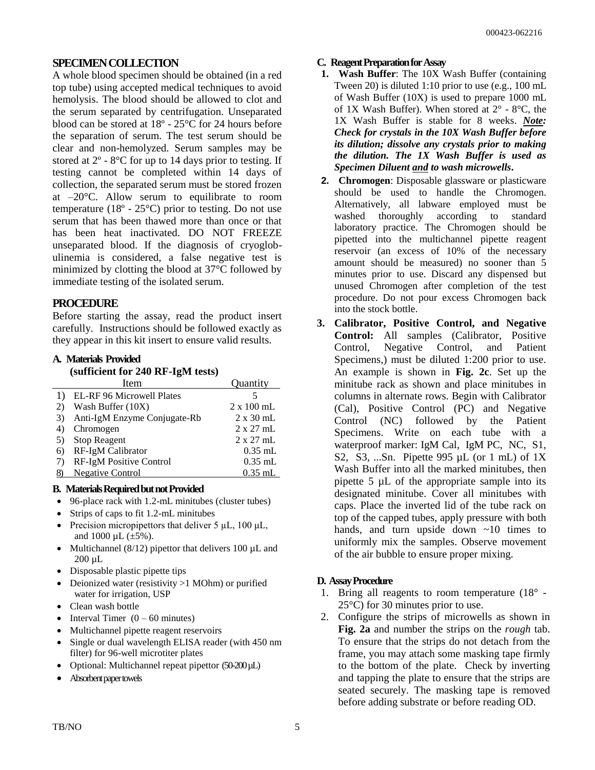## SPECIMEN COLLECTION

A whole blood specimen should be obtained (in a red top tube) using accepted medical techniques to avoid hemolysis. The blood should be allowed to clot and the serum separated by centrifugation. Unseparated blood can be stored at 18º - 25°C for 24 hours before the separation of serum. The test serum should be clear and non-hemolyzed. Serum samples may be stored at 2º - 8°C for up to 14 days prior to testing. If testing cannot be completed within 14 days of collection, the separated serum must be stored frozen at –20°C. Allow serum to equilibrate to room temperature (18º - 25°C) prior to testing. Do not use serum that has been thawed more than once or that has been heat inactivated. DO NOT FREEZE unseparated blood. If the diagnosis of cryoglobulinemia is considered, a false negative test is minimized by clotting the blood at 37°C followed by immediate testing of the isolated serum.

## PROCEDURE

Before starting the assay, read the product insert carefully. Instructions should be followed exactly as they appear in this kit insert to ensure valid results.

### A. Materials Provided

**(sufficient for 240 RF-IgM tests)**

| | Item | Quantity |
|---|---|---|
| 1) | EL-RF 96 Microwell Plates | 5 |
| 2) | Wash Buffer (10X) | 2 x 100 mL |
| 3) | Anti-IgM Enzyme Conjugate-Rb | 2 x 30 mL |
| 4) | Chromogen | 2 x 27 mL |
| 5) | Stop Reagent | 2 x 27 mL |
| 6) | RF-IgM Calibrator | 0.35 mL |
| 7) | RF-IgM Positive Control | 0.35 mL |
| 8) | Negative Control | 0.35 mL |

### B. Materials Required but not Provided

- 96-place rack with 1.2-mL minitubes (cluster tubes)
- Strips of caps to fit 1.2-mL minitubes
- Precision micropipettors that deliver 5 µL, 100 µL, and 1000 µL (±5%).
- Multichannel (8/12) pipettor that delivers 100 µL and 200 µL
- Disposable plastic pipette tips
- Deionized water (resistivity >1 MOhm) or purified water for irrigation, USP
- Clean wash bottle
- Interval Timer (0 – 60 minutes)
- Multichannel pipette reagent reservoirs
- Single or dual wavelength ELISA reader (with 450 nm filter) for 96-well microtiter plates
- Optional: Multichannel repeat pipettor (50-200 µL)
- Absorbent paper towels

### C. Reagent Preparation for Assay

1. **Wash Buffer**: The 10X Wash Buffer (containing Tween 20) is diluted 1:10 prior to use (e.g., 100 mL of Wash Buffer (10X) is used to prepare 1000 mL of 1X Wash Buffer). When stored at 2° - 8°C, the 1X Wash Buffer is stable for 8 weeks. ***Note:* *Check for crystals in the 10X Wash Buffer before its dilution; dissolve any crystals prior to making the dilution. The 1X Wash Buffer is used as Specimen Diluent and to wash microwells.***
2. **Chromogen**: Disposable glassware or plasticware should be used to handle the Chromogen. Alternatively, all labware employed must be washed thoroughly according to standard laboratory practice. The Chromogen should be pipetted into the multichannel pipette reagent reservoir (an excess of 10% of the necessary amount should be measured) no sooner than 5 minutes prior to use. Discard any dispensed but unused Chromogen after completion of the test procedure. Do not pour excess Chromogen back into the stock bottle.
3. **Calibrator, Positive Control, and Negative Control:** All samples (Calibrator, Positive Control, Negative Control, and Patient Specimens,) must be diluted 1:200 prior to use. An example is shown in **Fig. 2c**. Set up the minitube rack as shown and place minitubes in columns in alternate rows. Begin with Calibrator (Cal), Positive Control (PC) and Negative Control (NC) followed by the Patient Specimens. Write on each tube with a waterproof marker: IgM Cal, IgM PC, NC, S1, S2, S3, ...Sn. Pipette 995 µL (or 1 mL) of 1X Wash Buffer into all the marked minitubes, then pipette 5 µL of the appropriate sample into its designated minitube. Cover all minitubes with caps. Place the inverted lid of the tube rack on top of the capped tubes, apply pressure with both hands, and turn upside down ~10 times to uniformly mix the samples. Observe movement of the air bubble to ensure proper mixing.

### D. Assay Procedure

1. Bring all reagents to room temperature (18° - 25°C) for 30 minutes prior to use.
2. Configure the strips of microwells as shown in **Fig. 2a** and number the strips on the *rough* tab. To ensure that the strips do not detach from the frame, you may attach some masking tape firmly to the bottom of the plate. Check by inverting and tapping the plate to ensure that the strips are seated securely. The masking tape is removed before adding substrate or before reading OD.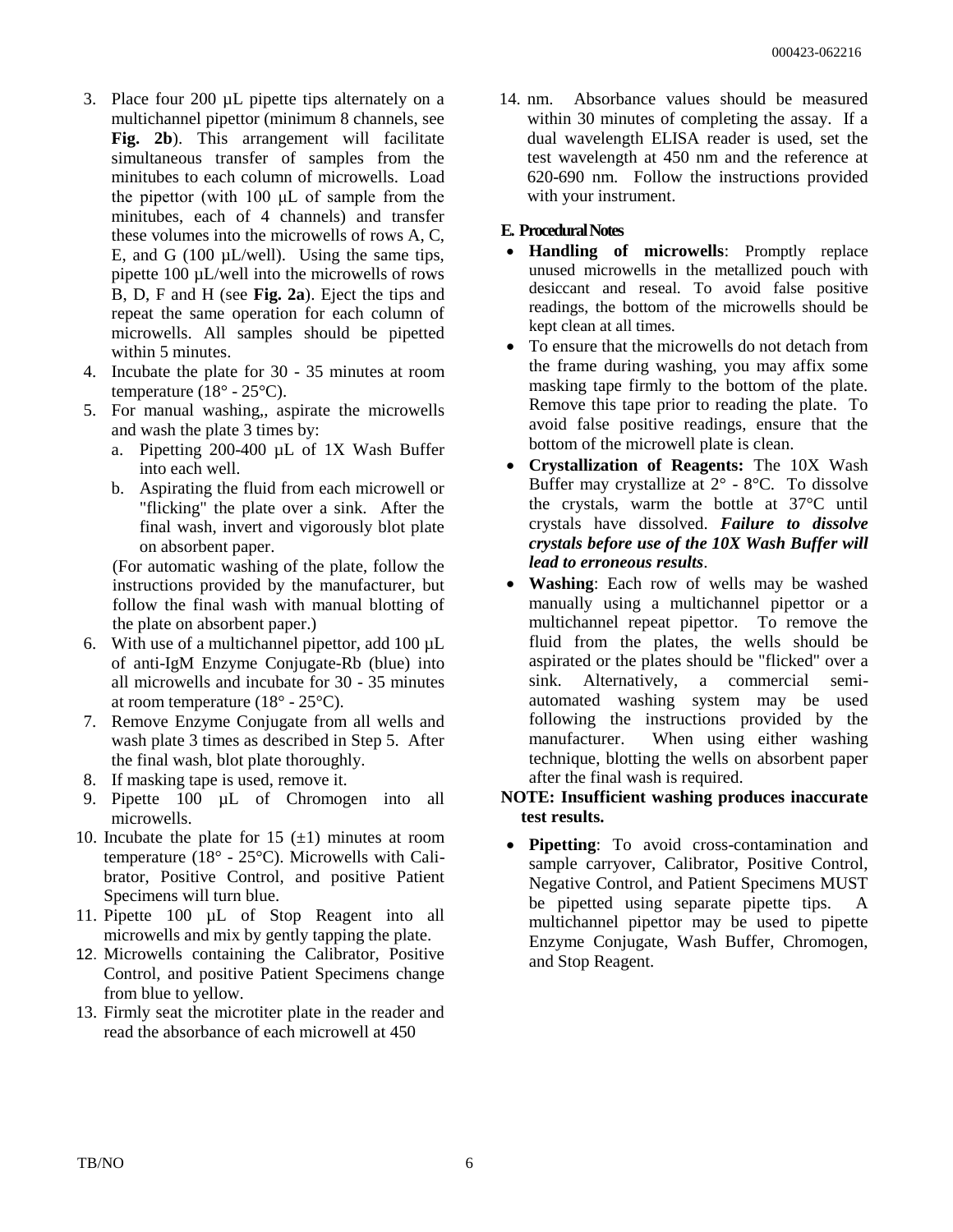3. Place four 200 µL pipette tips alternately on a multichannel pipettor (minimum 8 channels, see **Fig. 2b**). This arrangement will facilitate simultaneous transfer of samples from the minitubes to each column of microwells. Load the pipettor (with 100 µL of sample from the minitubes, each of 4 channels) and transfer these volumes into the microwells of rows A, C, E, and G (100 µL/well). Using the same tips, pipette 100 µL/well into the microwells of rows B, D, F and H (see **Fig. 2a**). Eject the tips and repeat the same operation for each column of microwells. All samples should be pipetted within 5 minutes.
4. Incubate the plate for 30 - 35 minutes at room temperature (18° - 25°C).
5. For manual washing,, aspirate the microwells and wash the plate 3 times by:
   a. Pipetting 200-400 µL of 1X Wash Buffer into each well.
   b. Aspirating the fluid from each microwell or "flicking" the plate over a sink. After the final wash, invert and vigorously blot plate on absorbent paper.

   (For automatic washing of the plate, follow the instructions provided by the manufacturer, but follow the final wash with manual blotting of the plate on absorbent paper.)
6. With use of a multichannel pipettor, add 100 µL of anti-IgM Enzyme Conjugate-Rb (blue) into all microwells and incubate for 30 - 35 minutes at room temperature (18° - 25°C).
7. Remove Enzyme Conjugate from all wells and wash plate 3 times as described in Step 5. After the final wash, blot plate thoroughly.
8. If masking tape is used, remove it.
9. Pipette 100 µL of Chromogen into all microwells.
10. Incubate the plate for 15 (±1) minutes at room temperature (18° - 25°C). Microwells with Calibrator, Positive Control, and positive Patient Specimens will turn blue.
11. Pipette 100 µL of Stop Reagent into all microwells and mix by gently tapping the plate.
12. Microwells containing the Calibrator, Positive Control, and positive Patient Specimens change from blue to yellow.
13. Firmly seat the microtiter plate in the reader and read the absorbance of each microwell at 450
14. nm. Absorbance values should be measured within 30 minutes of completing the assay. If a dual wavelength ELISA reader is used, set the test wavelength at 450 nm and the reference at 620-690 nm. Follow the instructions provided with your instrument.

### E. Procedural Notes

- **Handling of microwells**: Promptly replace unused microwells in the metallized pouch with desiccant and reseal. To avoid false positive readings, the bottom of the microwells should be kept clean at all times.
- To ensure that the microwells do not detach from the frame during washing, you may affix some masking tape firmly to the bottom of the plate. Remove this tape prior to reading the plate. To avoid false positive readings, ensure that the bottom of the microwell plate is clean.
- **Crystallization of Reagents:** The 10X Wash Buffer may crystallize at 2° - 8°C. To dissolve the crystals, warm the bottle at 37°C until crystals have dissolved. ***Failure to dissolve crystals before use of the 10X Wash Buffer will lead to erroneous results***.
- **Washing**: Each row of wells may be washed manually using a multichannel pipettor or a multichannel repeat pipettor. To remove the fluid from the plates, the wells should be aspirated or the plates should be "flicked" over a sink. Alternatively, a commercial semi-automated washing system may be used following the instructions provided by the manufacturer. When using either washing technique, blotting the wells on absorbent paper after the final wash is required.

**NOTE: Insufficient washing produces inaccurate test results.**

- **Pipetting**: To avoid cross-contamination and sample carryover, Calibrator, Positive Control, Negative Control, and Patient Specimens MUST be pipetted using separate pipette tips. A multichannel pipettor may be used to pipette Enzyme Conjugate, Wash Buffer, Chromogen, and Stop Reagent.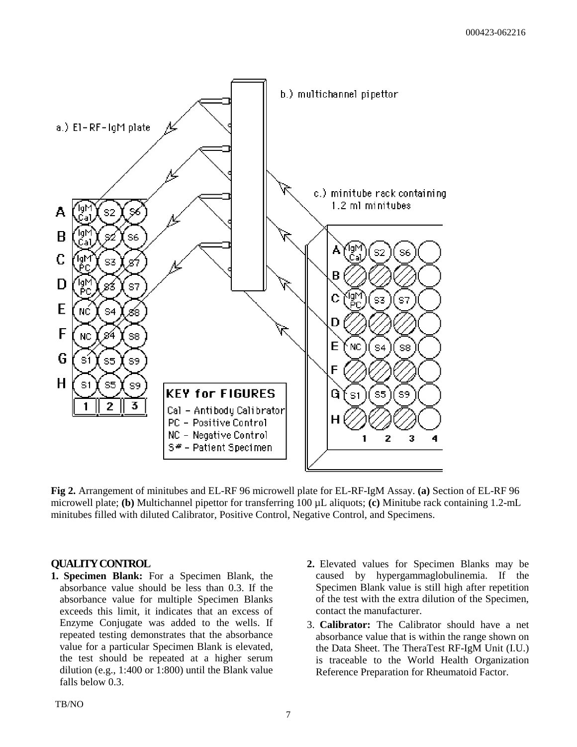a.) EI-RF-IgM plate

b.) multichannel pipettor

c.) minitube rack containing 1.2 ml minitubes

KEY for FIGURES

Cal - Antibody Calibrator

PC - Positive Control

NC - Negative Control

S# - Patient Specimen

**Fig 2.** Arrangement of minitubes and EL-RF 96 microwell plate for EL-RF-IgM Assay. **(a)** Section of EL-RF 96 microwell plate; **(b)** Multichannel pipettor for transferring 100 µL aliquots; **(c)** Minitube rack containing 1.2-mL minitubes filled with diluted Calibrator, Positive Control, Negative Control, and Specimens.

## QUALITY CONTROL

1. **Specimen Blank:** For a Specimen Blank, the absorbance value should be less than 0.3. If the absorbance value for multiple Specimen Blanks exceeds this limit, it indicates that an excess of Enzyme Conjugate was added to the wells. If repeated testing demonstrates that the absorbance value for a particular Specimen Blank is elevated, the test should be repeated at a higher serum dilution (e.g., 1:400 or 1:800) until the Blank value falls below 0.3.
2. Elevated values for Specimen Blanks may be caused by hypergammaglobulinemia. If the Specimen Blank value is still high after repetition of the test with the extra dilution of the Specimen, contact the manufacturer.
3. **Calibrator:** The Calibrator should have a net absorbance value that is within the range shown on the Data Sheet. The TheraTest RF-IgM Unit (I.U.) is traceable to the World Health Organization Reference Preparation for Rheumatoid Factor.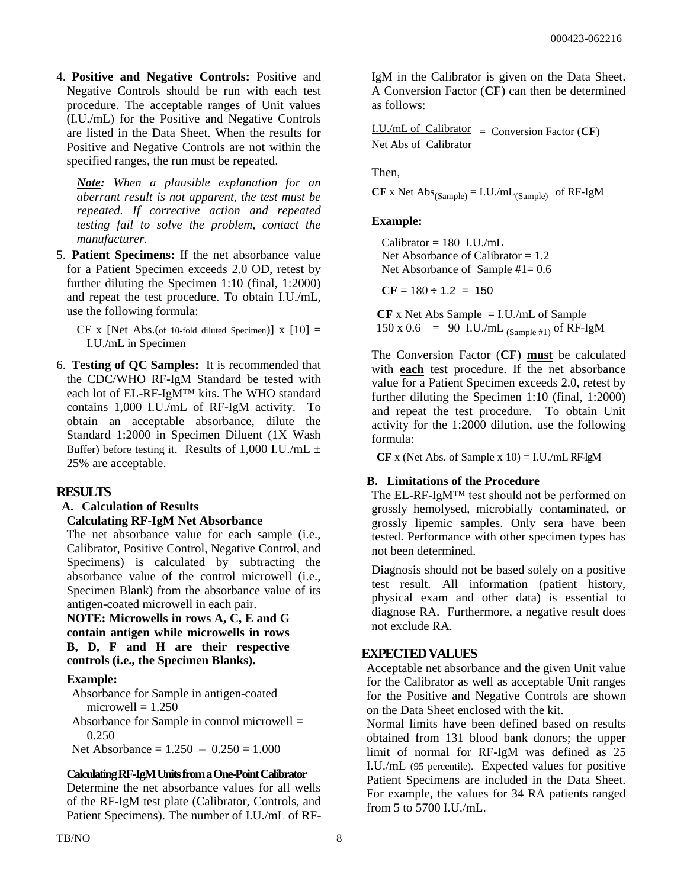4. **Positive and Negative Controls:** Positive and Negative Controls should be run with each test procedure. The acceptable ranges of Unit values (I.U./mL) for the Positive and Negative Controls are listed in the Data Sheet. When the results for Positive and Negative Controls are not within the specified ranges, the run must be repeated.

   ***Note:*** *When a plausible explanation for an aberrant result is not apparent, the test must be repeated. If corrective action and repeated testing fail to solve the problem, contact the manufacturer.*

5. **Patient Specimens:** If the net absorbance value for a Patient Specimen exceeds 2.0 OD, retest by further diluting the Specimen 1:10 (final, 1:2000) and repeat the test procedure. To obtain I.U./mL, use the following formula:

   CF x [Net Abs.(of 10-fold diluted Specimen)] x [10] = I.U./mL in Specimen

6. **Testing of QC Samples:** It is recommended that the CDC/WHO RF-IgM Standard be tested with each lot of EL-RF-IgM™ kits. The WHO standard contains 1,000 I.U./mL of RF-IgM activity. To obtain an acceptable absorbance, dilute the Standard 1:2000 in Specimen Diluent (1X Wash Buffer) before testing it. Results of 1,000 I.U./mL ± 25% are acceptable.

## RESULTS

### A. Calculation of Results

**Calculating RF-IgM Net Absorbance**

The net absorbance value for each sample (i.e., Calibrator, Positive Control, Negative Control, and Specimens) is calculated by subtracting the absorbance value of the control microwell (i.e., Specimen Blank) from the absorbance value of its antigen-coated microwell in each pair.

**NOTE: Microwells in rows A, C, E and G contain antigen while microwells in rows B, D, F and H are their respective controls (i.e., the Specimen Blanks).**

**Example:**

Absorbance for Sample in antigen-coated microwell = 1.250

Absorbance for Sample in control microwell = 0.250

Net Absorbance = 1.250 – 0.250 = 1.000

**Calculating RF-IgM Units from a One-Point Calibrator**

Determine the net absorbance values for all wells of the RF-IgM test plate (Calibrator, Controls, and Patient Specimens). The number of I.U./mL of RF-IgM in the Calibrator is given on the Data Sheet. A Conversion Factor (**CF**) can then be determined as follows:

$$\frac{\text{I.U./mL of Calibrator}}{\text{Net Abs of Calibrator}} = \text{Conversion Factor } (\textbf{CF})$$

Then,

$$\textbf{CF} \times \text{Net Abs}_{(\text{Sample})} = \text{I.U./mL}_{(\text{Sample})} \text{ of RF-IgM}$$

**Example:**

Calibrator = 180 I.U./mL

Net Absorbance of Calibrator = 1.2

Net Absorbance of Sample #1= 0.6

**CF** = 180 ÷ 1.2 = 150

**CF** x Net Abs Sample = I.U./mL of Sample

150 x 0.6 = 90 $\text{I.U./mL}_{(\text{Sample \#1})}$ of RF-IgM

The Conversion Factor (**CF**) **must** be calculated with **each** test procedure. If the net absorbance value for a Patient Specimen exceeds 2.0, retest by further diluting the Specimen 1:10 (final, 1:2000) and repeat the test procedure. To obtain Unit activity for the 1:2000 dilution, use the following formula:

**CF** x (Net Abs. of Sample x 10) = I.U./mL RF-IgM

### B. Limitations of the Procedure

The EL-RF-IgM™ test should not be performed on grossly hemolysed, microbially contaminated, or grossly lipemic samples. Only sera have been tested. Performance with other specimen types has not been determined.

Diagnosis should not be based solely on a positive test result. All information (patient history, physical exam and other data) is essential to diagnose RA. Furthermore, a negative result does not exclude RA.

## EXPECTED VALUES

Acceptable net absorbance and the given Unit value for the Calibrator as well as acceptable Unit ranges for the Positive and Negative Controls are shown on the Data Sheet enclosed with the kit.

Normal limits have been defined based on results obtained from 131 blood bank donors; the upper limit of normal for RF-IgM was defined as 25 I.U./mL (95 percentile). Expected values for positive Patient Specimens are included in the Data Sheet. For example, the values for 34 RA patients ranged from 5 to 5700 I.U./mL.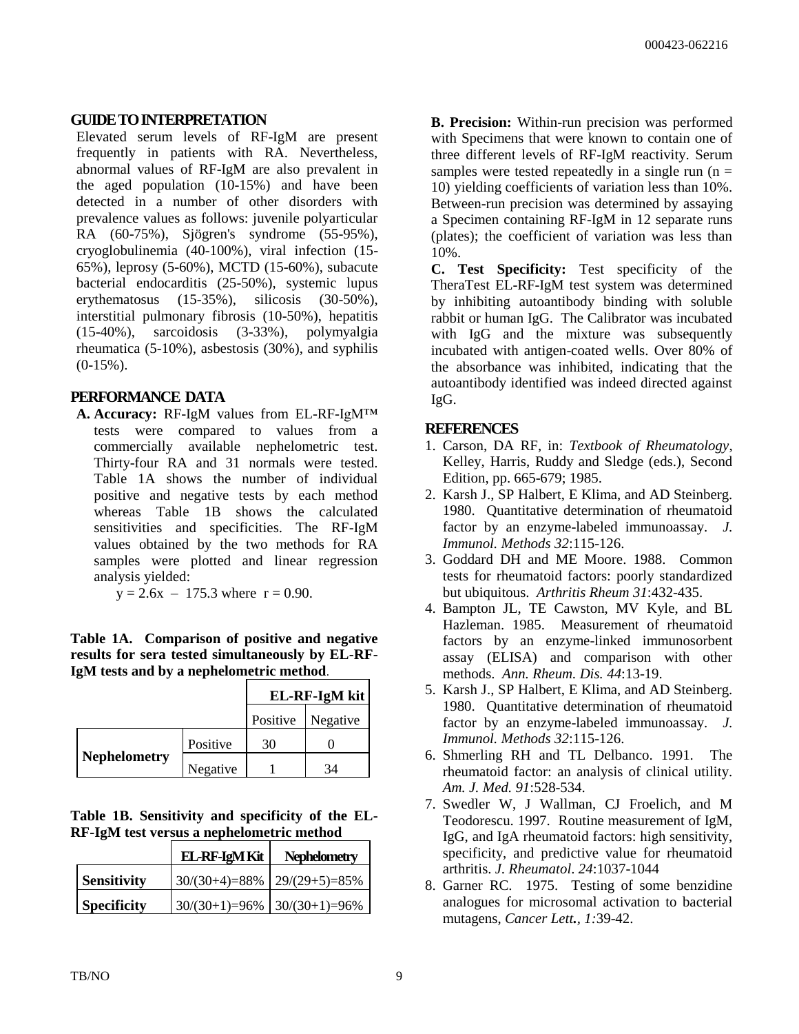## GUIDE TO INTERPRETATION

Elevated serum levels of RF-IgM are present frequently in patients with RA. Nevertheless, abnormal values of RF-IgM are also prevalent in the aged population (10-15%) and have been detected in a number of other disorders with prevalence values as follows: juvenile polyarticular RA (60-75%), Sjögren's syndrome (55-95%), cryoglobulinemia (40-100%), viral infection (15-65%), leprosy (5-60%), MCTD (15-60%), subacute bacterial endocarditis (25-50%), systemic lupus erythematosus (15-35%), silicosis (30-50%), interstitial pulmonary fibrosis (10-50%), hepatitis (15-40%), sarcoidosis (3-33%), polymyalgia rheumatica (5-10%), asbestosis (30%), and syphilis (0-15%).

## PERFORMANCE DATA

**A. Accuracy:** RF-IgM values from EL-RF-IgM™ tests were compared to values from a commercially available nephelometric test. Thirty-four RA and 31 normals were tested. Table 1A shows the number of individual positive and negative tests by each method whereas Table 1B shows the calculated sensitivities and specificities. The RF-IgM values obtained by the two methods for RA samples were plotted and linear regression analysis yielded:

$y = 2.6x - 175.3$ where $r = 0.90$.

**Table 1A. Comparison of positive and negative results for sera tested simultaneously by EL-RF-IgM tests and by a nephelometric method**.

| | | EL-RF-IgM kit | |
|---|---|---|---|
| | | Positive | Negative |
| Nephelometry | Positive | 30 | 0 |
| | Negative | 1 | 34 |

**Table 1B. Sensitivity and specificity of the EL-RF-IgM test versus a nephelometric method**

| | EL-RF-IgM Kit | Nephelometry |
|---|---|---|
| **Sensitivity** | 30/(30+4)=88% | 29/(29+5)=85% |
| **Specificity** | 30/(30+1)=96% | 30/(30+1)=96% |

**B. Precision:** Within-run precision was performed with Specimens that were known to contain one of three different levels of RF-IgM reactivity. Serum samples were tested repeatedly in a single run ($n = 10$) yielding coefficients of variation less than 10%. Between-run precision was determined by assaying a Specimen containing RF-IgM in 12 separate runs (plates); the coefficient of variation was less than 10%.

**C. Test Specificity:** Test specificity of the TheraTest EL-RF-IgM test system was determined by inhibiting autoantibody binding with soluble rabbit or human IgG. The Calibrator was incubated with IgG and the mixture was subsequently incubated with antigen-coated wells. Over 80% of the absorbance was inhibited, indicating that the autoantibody identified was indeed directed against IgG.

## REFERENCES

1. Carson, DA RF, in: *Textbook of Rheumatology*, Kelley, Harris, Ruddy and Sledge (eds.), Second Edition, pp. 665-679; 1985.
2. Karsh J., SP Halbert, E Klima, and AD Steinberg. 1980. Quantitative determination of rheumatoid factor by an enzyme-labeled immunoassay. *J. Immunol. Methods 32*:115-126.
3. Goddard DH and ME Moore. 1988. Common tests for rheumatoid factors: poorly standardized but ubiquitous. *Arthritis Rheum 31*:432-435.
4. Bampton JL, TE Cawston, MV Kyle, and BL Hazleman. 1985. Measurement of rheumatoid factors by an enzyme-linked immunosorbent assay (ELISA) and comparison with other methods. *Ann. Rheum. Dis. 44*:13-19.
5. Karsh J., SP Halbert, E Klima, and AD Steinberg. 1980. Quantitative determination of rheumatoid factor by an enzyme-labeled immunoassay. *J. Immunol. Methods 32*:115-126.
6. Shmerling RH and TL Delbanco. 1991. The rheumatoid factor: an analysis of clinical utility. *Am. J. Med. 91*:528-534.
7. Swedler W, J Wallman, CJ Froelich, and M Teodorescu. 1997. Routine measurement of IgM, IgG, and IgA rheumatoid factors: high sensitivity, specificity, and predictive value for rheumatoid arthritis. *J. Rheumatol. 24*:1037-1044
8. Garner RC. 1975. Testing of some benzidine analogues for microsomal activation to bacterial mutagens, *Cancer Lett., 1:*39-42.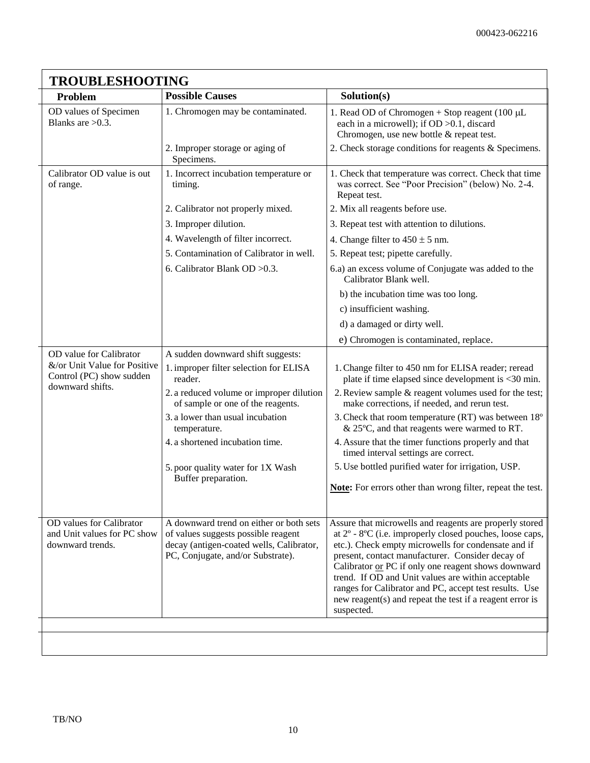## TROUBLESHOOTING

| Problem | Possible Causes | Solution(s) |
|---|---|---|
| OD values of Specimen Blanks are >0.3. | 1. Chromogen may be contaminated. | 1. Read OD of Chromogen + Stop reagent (100 μL each in a microwell); if OD >0.1, discard Chromogen, use new bottle & repeat test. |
| | 2. Improper storage or aging of Specimens. | 2. Check storage conditions for reagents & Specimens. |
| Calibrator OD value is out of range. | 1. Incorrect incubation temperature or timing. | 1. Check that temperature was correct. Check that time was correct. See "Poor Precision" (below) No. 2-4. Repeat test. |
| | 2. Calibrator not properly mixed. | 2. Mix all reagents before use. |
| | 3. Improper dilution. | 3. Repeat test with attention to dilutions. |
| | 4. Wavelength of filter incorrect. | 4. Change filter to 450 ± 5 nm. |
| | 5. Contamination of Calibrator in well. | 5. Repeat test; pipette carefully. |
| | 6. Calibrator Blank OD >0.3. | 6.a) an excess volume of Conjugate was added to the Calibrator Blank well.<br>b) the incubation time was too long.<br>c) insufficient washing.<br>d) a damaged or dirty well.<br>e) Chromogen is contaminated, replace. |
| OD value for Calibrator &/or Unit Value for Positive Control (PC) show sudden downward shifts. | A sudden downward shift suggests:<br>1. improper filter selection for ELISA reader. | 1. Change filter to 450 nm for ELISA reader; reread plate if time elapsed since development is <30 min. |
| | 2. a reduced volume or improper dilution of sample or one of the reagents. | 2. Review sample & reagent volumes used for the test; make corrections, if needed, and rerun test. |
| | 3. a lower than usual incubation temperature. | 3. Check that room temperature (RT) was between 18º & 25ºC, and that reagents were warmed to RT. |
| | 4. a shortened incubation time. | 4. Assure that the timer functions properly and that timed interval settings are correct. |
| | 5. poor quality water for 1X Wash Buffer preparation. | 5. Use bottled purified water for irrigation, USP.<br>**Note:** For errors other than wrong filter, repeat the test. |
| OD values for Calibrator and Unit values for PC show downward trends. | A downward trend on either or both sets of values suggests possible reagent decay (antigen-coated wells, Calibrator, PC, Conjugate, and/or Substrate). | Assure that microwells and reagents are properly stored at 2º - 8ºC (i.e. improperly closed pouches, loose caps, etc.). Check empty microwells for condensate and if present, contact manufacturer. Consider decay of Calibrator or PC if only one reagent shows downward trend. If OD and Unit values are within acceptable ranges for Calibrator and PC, accept test results. Use new reagent(s) and repeat the test if a reagent error is suspected. |

TB/NO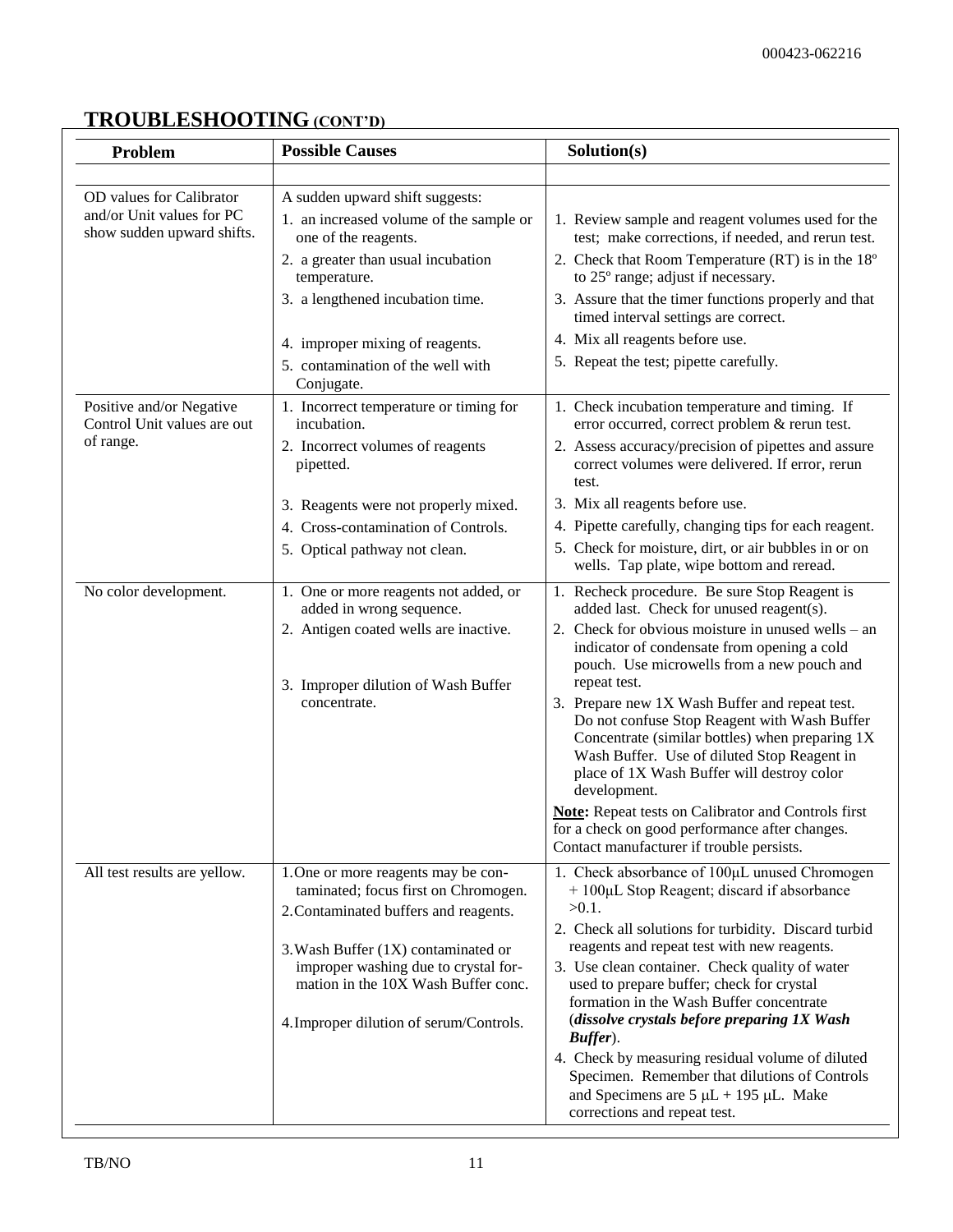## TROUBLESHOOTING (CONT'D)

| Problem | Possible Causes | Solution(s) |
|---|---|---|
| OD values for Calibrator and/or Unit values for PC show sudden upward shifts. | A sudden upward shift suggests:<br>1. an increased volume of the sample or one of the reagents.<br>2. a greater than usual incubation temperature.<br>3. a lengthened incubation time.<br>4. improper mixing of reagents.<br>5. contamination of the well with Conjugate. | 1. Review sample and reagent volumes used for the test; make corrections, if needed, and rerun test.<br>2. Check that Room Temperature (RT) is in the 18º to 25º range; adjust if necessary.<br>3. Assure that the timer functions properly and that timed interval settings are correct.<br>4. Mix all reagents before use.<br>5. Repeat the test; pipette carefully. |
| Positive and/or Negative Control Unit values are out of range. | 1. Incorrect temperature or timing for incubation.<br>2. Incorrect volumes of reagents pipetted.<br>3. Reagents were not properly mixed.<br>4. Cross-contamination of Controls.<br>5. Optical pathway not clean. | 1. Check incubation temperature and timing. If error occurred, correct problem & rerun test.<br>2. Assess accuracy/precision of pipettes and assure correct volumes were delivered. If error, rerun test.<br>3. Mix all reagents before use.<br>4. Pipette carefully, changing tips for each reagent.<br>5. Check for moisture, dirt, or air bubbles in or on wells. Tap plate, wipe bottom and reread. |
| No color development. | 1. One or more reagents not added, or added in wrong sequence.<br>2. Antigen coated wells are inactive.<br>3. Improper dilution of Wash Buffer concentrate. | 1. Recheck procedure. Be sure Stop Reagent is added last. Check for unused reagent(s).<br>2. Check for obvious moisture in unused wells – an indicator of condensate from opening a cold pouch. Use microwells from a new pouch and repeat test.<br>3. Prepare new 1X Wash Buffer and repeat test. Do not confuse Stop Reagent with Wash Buffer Concentrate (similar bottles) when preparing 1X Wash Buffer. Use of diluted Stop Reagent in place of 1X Wash Buffer will destroy color development.<br>**Note:** Repeat tests on Calibrator and Controls first for a check on good performance after changes. Contact manufacturer if trouble persists. |
| All test results are yellow. | 1. One or more reagents may be contaminated; focus first on Chromogen.<br>2. Contaminated buffers and reagents.<br>3. Wash Buffer (1X) contaminated or improper washing due to crystal formation in the 10X Wash Buffer conc.<br>4. Improper dilution of serum/Controls. | 1. Check absorbance of 100μL unused Chromogen + 100μL Stop Reagent; discard if absorbance >0.1.<br>2. Check all solutions for turbidity. Discard turbid reagents and repeat test with new reagents.<br>3. Use clean container. Check quality of water used to prepare buffer; check for crystal formation in the Wash Buffer concentrate (***dissolve crystals before preparing 1X Wash Buffer***).<br>4. Check by measuring residual volume of diluted Specimen. Remember that dilutions of Controls and Specimens are 5 μL + 195 μL. Make corrections and repeat test. |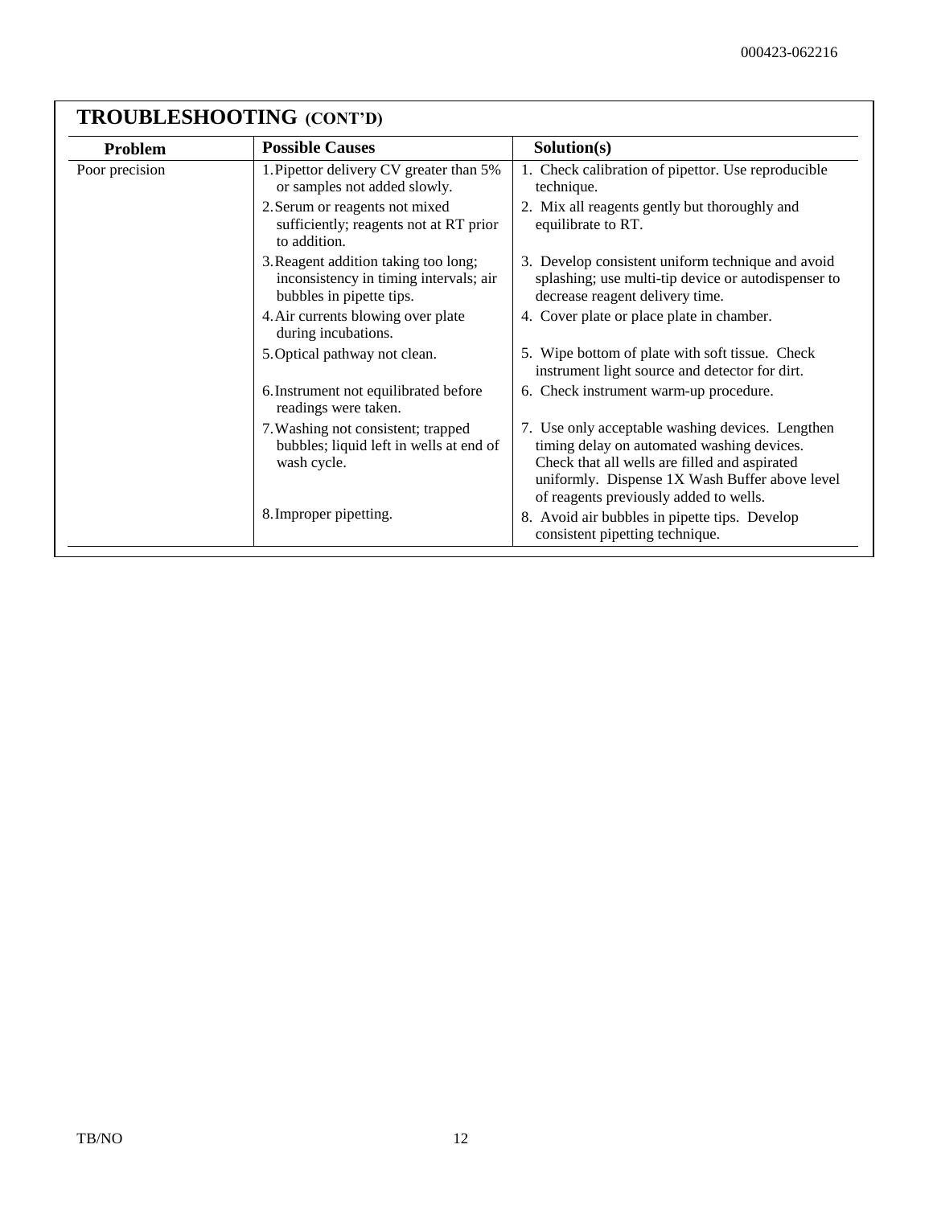## TROUBLESHOOTING (CONT'D)

| Problem | Possible Causes | Solution(s) |
| --- | --- | --- |
| Poor precision | 1. Pipettor delivery CV greater than 5% or samples not added slowly. | 1. Check calibration of pipettor. Use reproducible technique. |
| | 2. Serum or reagents not mixed sufficiently; reagents not at RT prior to addition. | 2. Mix all reagents gently but thoroughly and equilibrate to RT. |
| | 3. Reagent addition taking too long; inconsistency in timing intervals; air bubbles in pipette tips. | 3. Develop consistent uniform technique and avoid splashing; use multi-tip device or autodispenser to decrease reagent delivery time. |
| | 4. Air currents blowing over plate during incubations. | 4. Cover plate or place plate in chamber. |
| | 5. Optical pathway not clean. | 5. Wipe bottom of plate with soft tissue. Check instrument light source and detector for dirt. |
| | 6. Instrument not equilibrated before readings were taken. | 6. Check instrument warm-up procedure. |
| | 7. Washing not consistent; trapped bubbles; liquid left in wells at end of wash cycle. | 7. Use only acceptable washing devices. Lengthen timing delay on automated washing devices. Check that all wells are filled and aspirated uniformly. Dispense 1X Wash Buffer above level of reagents previously added to wells. |
| | 8. Improper pipetting. | 8. Avoid air bubbles in pipette tips. Develop consistent pipetting technique. |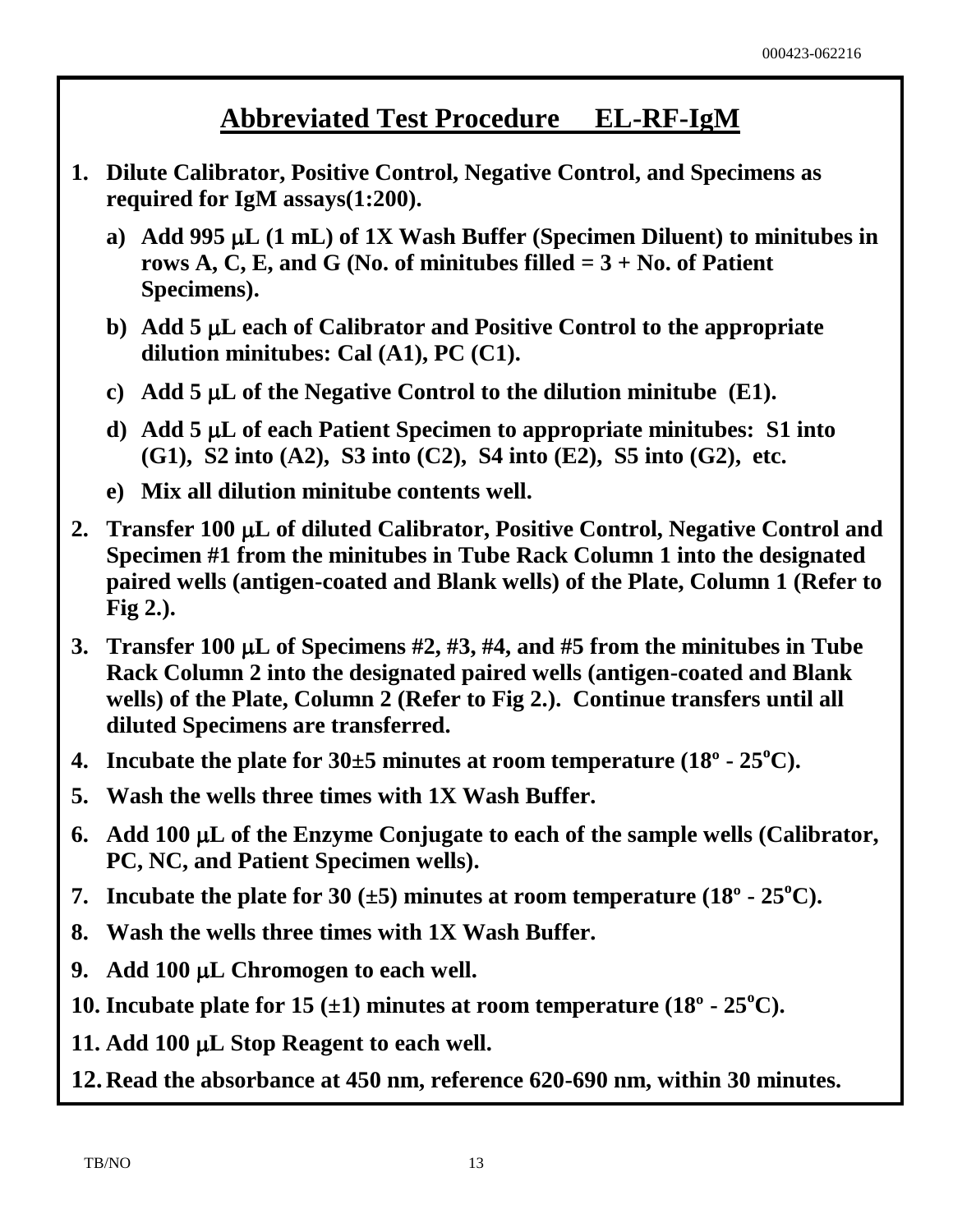## Abbreviated Test Procedure EL-RF-IgM

1. **Dilute Calibrator, Positive Control, Negative Control, and Specimens as required for IgM assays(1:200).**
   a) **Add 995 μL (1 mL) of 1X Wash Buffer (Specimen Diluent) to minitubes in rows A, C, E, and G (No. of minitubes filled = 3 + No. of Patient Specimens).**
   b) **Add 5 μL each of Calibrator and Positive Control to the appropriate dilution minitubes: Cal (A1), PC (C1).**
   c) **Add 5 μL of the Negative Control to the dilution minitube (E1).**
   d) **Add 5 μL of each Patient Specimen to appropriate minitubes: S1 into (G1), S2 into (A2), S3 into (C2), S4 into (E2), S5 into (G2), etc.**
   e) **Mix all dilution minitube contents well.**
2. **Transfer 100 μL of diluted Calibrator, Positive Control, Negative Control and Specimen #1 from the minitubes in Tube Rack Column 1 into the designated paired wells (antigen-coated and Blank wells) of the Plate, Column 1 (Refer to Fig 2.).**
3. **Transfer 100 μL of Specimens #2, #3, #4, and #5 from the minitubes in Tube Rack Column 2 into the designated paired wells (antigen-coated and Blank wells) of the Plate, Column 2 (Refer to Fig 2.). Continue transfers until all diluted Specimens are transferred.**
4. **Incubate the plate for 30±5 minutes at room temperature (18º - 25ºC).**
5. **Wash the wells three times with 1X Wash Buffer.**
6. **Add 100 μL of the Enzyme Conjugate to each of the sample wells (Calibrator, PC, NC, and Patient Specimen wells).**
7. **Incubate the plate for 30 (±5) minutes at room temperature (18º - 25ºC).**
8. **Wash the wells three times with 1X Wash Buffer.**
9. **Add 100 μL Chromogen to each well.**
10. **Incubate plate for 15 (±1) minutes at room temperature (18º - 25ºC).**
11. **Add 100 μL Stop Reagent to each well.**
12. **Read the absorbance at 450 nm, reference 620-690 nm, within 30 minutes.**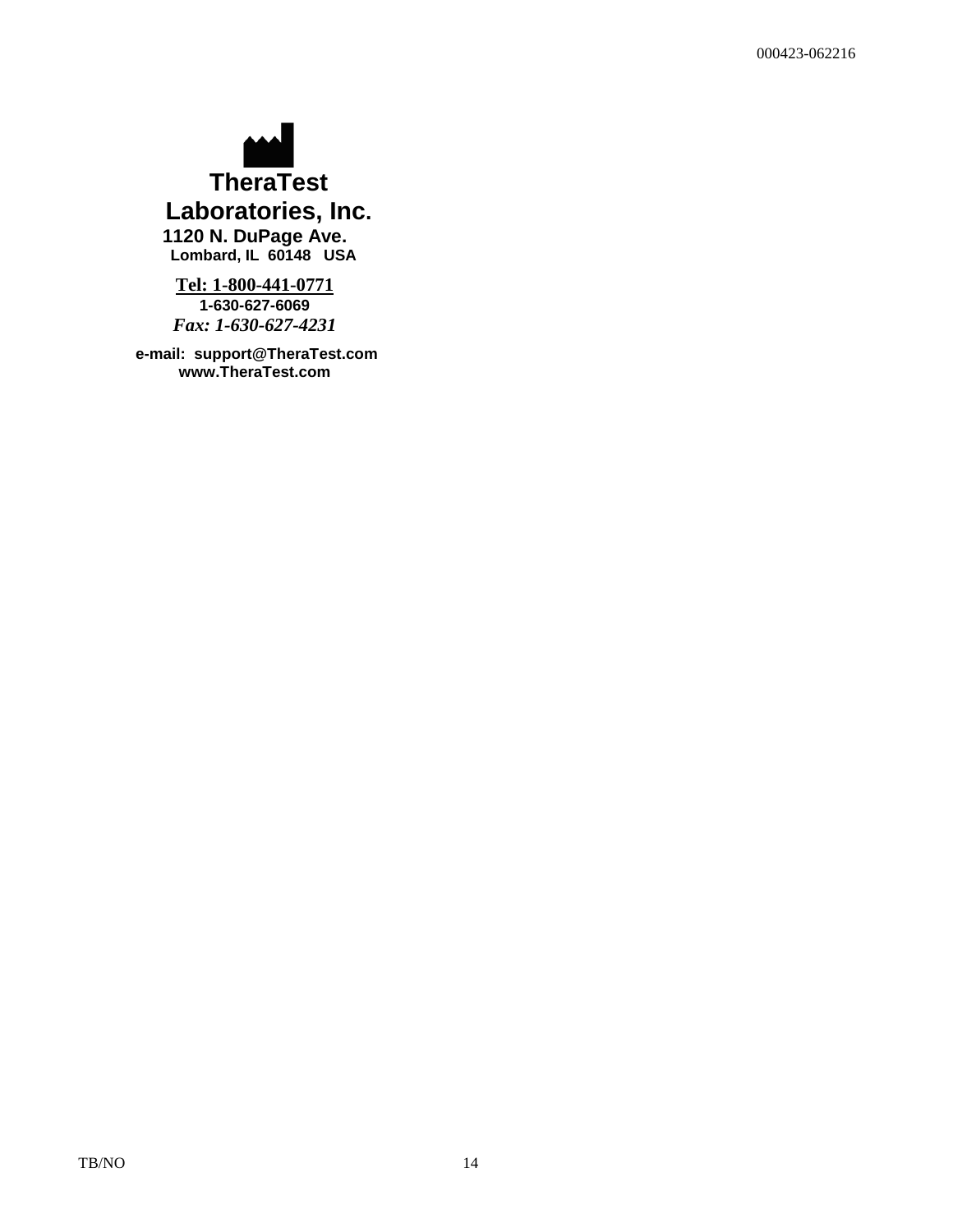**TheraTest Laboratories, Inc.**

**1120 N. DuPage Ave.**

**Lombard, IL 60148 USA**

**Tel: 1-800-441-0771**

**1-630-627-6069**

***Fax: 1-630-627-4231***

**e-mail: support@TheraTest.com**

**www.TheraTest.com**